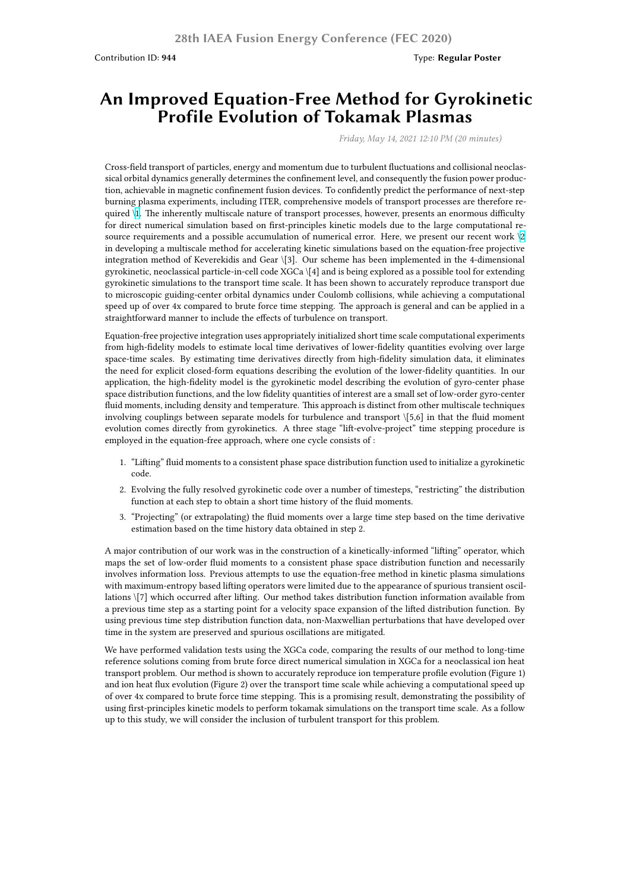Contribution ID: **944**

Type: **Regular Poster**

# An Improved Equation-Free Method for Gyrokinetic Profile Evolution of Tokamak Plasmas

*Friday, May 14, 2021 12:10 PM (20 minutes)*

Cross-field transport of particles, energy and momentum due to turbulent fluctuations and collisional neoclassical orbital dynamics generally determines the confinement level, and consequently the fusion power production, achievable in magnetic confinement fusion devices. To confidently predict the performance of next-step burning plasma experiments, including ITER, comprehensive models of transport processes are therefore required \[1]. The inherently multiscale nature of transport processes, however, presents an enormous difficulty for direct numerical simulation based on first-principles kinetic models due to the large computational resource requirements and a possible accumulation of numerical error. Here, we present our recent work \[2] in developing a multiscale method for accelerating kinetic simulations based on the equation-free projective integration method of Keverekidis and Gear \[3]. Our scheme has been implemented in the 4-dimensional gyrokinetic, neoclassical particle-in-cell code XGCa \[4] and is being explored as a possible tool for extending gyrokinetic simulations to the transport time scale. It has been shown to accurately reproduce transport due to microscopic guiding-center orbital dynamics under Coulomb collisions, while achieving a computational speed up of over 4x compared to brute force time stepping. The approach is general and can be applied in a straightforward manner to include the effects of turbulence on transport.

Equation-free projective integration uses appropriately initialized short time scale computational experiments from high-fidelity models to estimate local time derivatives of lower-fidelity quantities evolving over large space-time scales. By estimating time derivatives directly from high-fidelity simulation data, it eliminates the need for explicit closed-form equations describing the evolution of the lower-fidelity quantities. In our application, the high-fidelity model is the gyrokinetic model describing the evolution of gyro-center phase space distribution functions, and the low fidelity quantities of interest are a small set of low-order gyro-center fluid moments, including density and temperature. This approach is distinct from other multiscale techniques involving couplings between separate models for turbulence and transport \[5,6] in that the fluid moment evolution comes directly from gyrokinetics. A three stage "lift-evolve-project" time stepping procedure is employed in the equation-free approach, where one cycle consists of :

1. "Lifting" fluid moments to a consistent phase space distribution function used to initialize a gyrokinetic code.
2. Evolving the fully resolved gyrokinetic code over a number of timesteps, "restricting" the distribution function at each step to obtain a short time history of the fluid moments.
3. "Projecting" (or extrapolating) the fluid moments over a large time step based on the time derivative estimation based on the time history data obtained in step 2.

A major contribution of our work was in the construction of a kinetically-informed "lifting" operator, which maps the set of low-order fluid moments to a consistent phase space distribution function and necessarily involves information loss. Previous attempts to use the equation-free method in kinetic plasma simulations with maximum-entropy based lifting operators were limited due to the appearance of spurious transient oscillations \[7] which occurred after lifting. Our method takes distribution function information available from a previous time step as a starting point for a velocity space expansion of the lifted distribution function. By using previous time step distribution function data, non-Maxwellian perturbations that have developed over time in the system are preserved and spurious oscillations are mitigated.

We have performed validation tests using the XGCa code, comparing the results of our method to long-time reference solutions coming from brute force direct numerical simulation in XGCa for a neoclassical ion heat transport problem. Our method is shown to accurately reproduce ion temperature profile evolution (Figure 1) and ion heat flux evolution (Figure 2) over the transport time scale while achieving a computational speed up of over 4x compared to brute force time stepping. This is a promising result, demonstrating the possibility of using first-principles kinetic models to perform tokamak simulations on the transport time scale. As a follow up to this study, we will consider the inclusion of turbulent transport for this problem.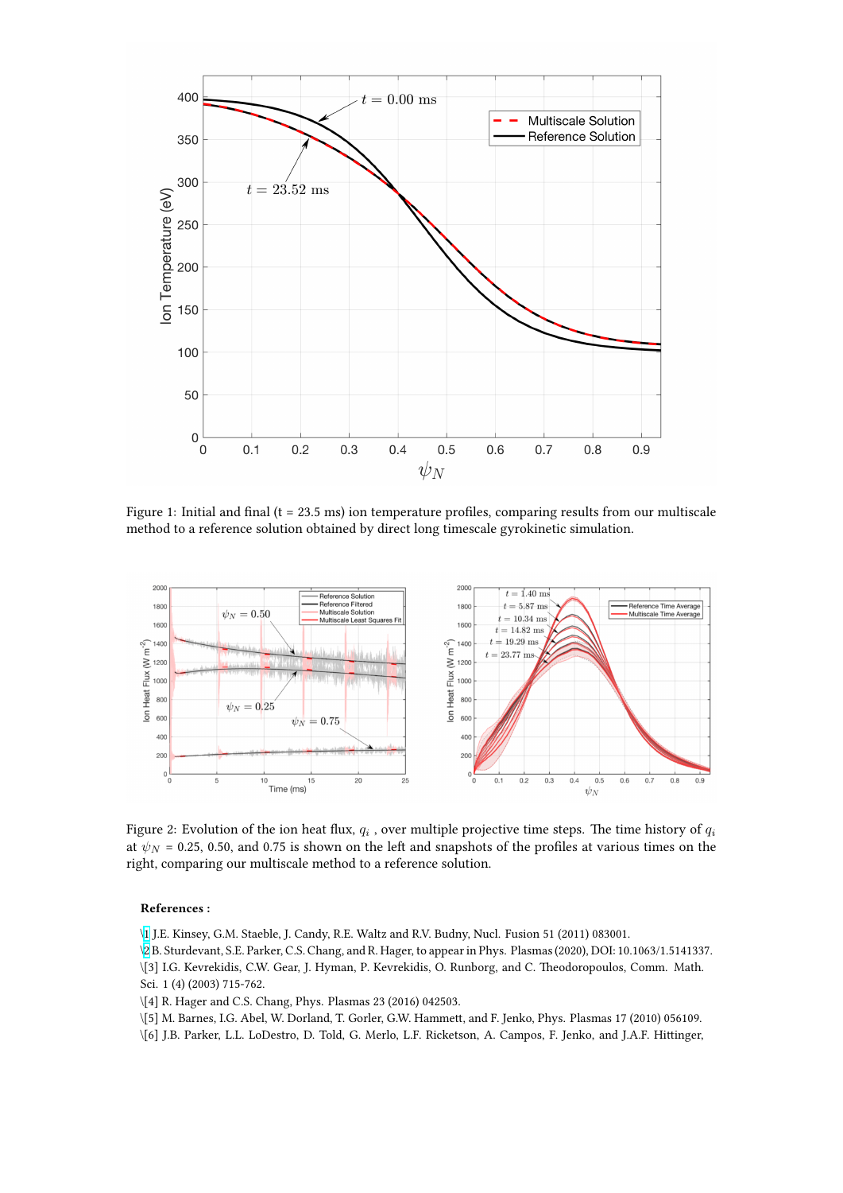Figure 1: Initial and final (t = 23.5 ms) ion temperature profiles, comparing results from our multiscale method to a reference solution obtained by direct long timescale gyrokinetic simulation.

Figure 2: Evolution of the ion heat flux, $q_i$ , over multiple projective time steps. The time history of $q_i$ at $\psi_N$ = 0.25, 0.50, and 0.75 is shown on the left and snapshots of the profiles at various times on the right, comparing our multiscale method to a reference solution.

**References :**

[1] J.E. Kinsey, G.M. Staeble, J. Candy, R.E. Waltz and R.V. Budny, Nucl. Fusion 51 (2011) 083001.

[2] B. Sturdevant, S.E. Parker, C.S. Chang, and R. Hager, to appear in Phys. Plasmas (2020), DOI: 10.1063/1.5141337.

[3] I.G. Kevrekidis, C.W. Gear, J. Hyman, P. Kevrekidis, O. Runborg, and C. Theodoropoulos, Comm. Math. Sci. 1 (4) (2003) 715-762.

[4] R. Hager and C.S. Chang, Phys. Plasmas 23 (2016) 042503.

[5] M. Barnes, I.G. Abel, W. Dorland, T. Gorler, G.W. Hammett, and F. Jenko, Phys. Plasmas 17 (2010) 056109.

[6] J.B. Parker, L.L. LoDestro, D. Told, G. Merlo, L.F. Ricketson, A. Campos, F. Jenko, and J.A.F. Hittinger,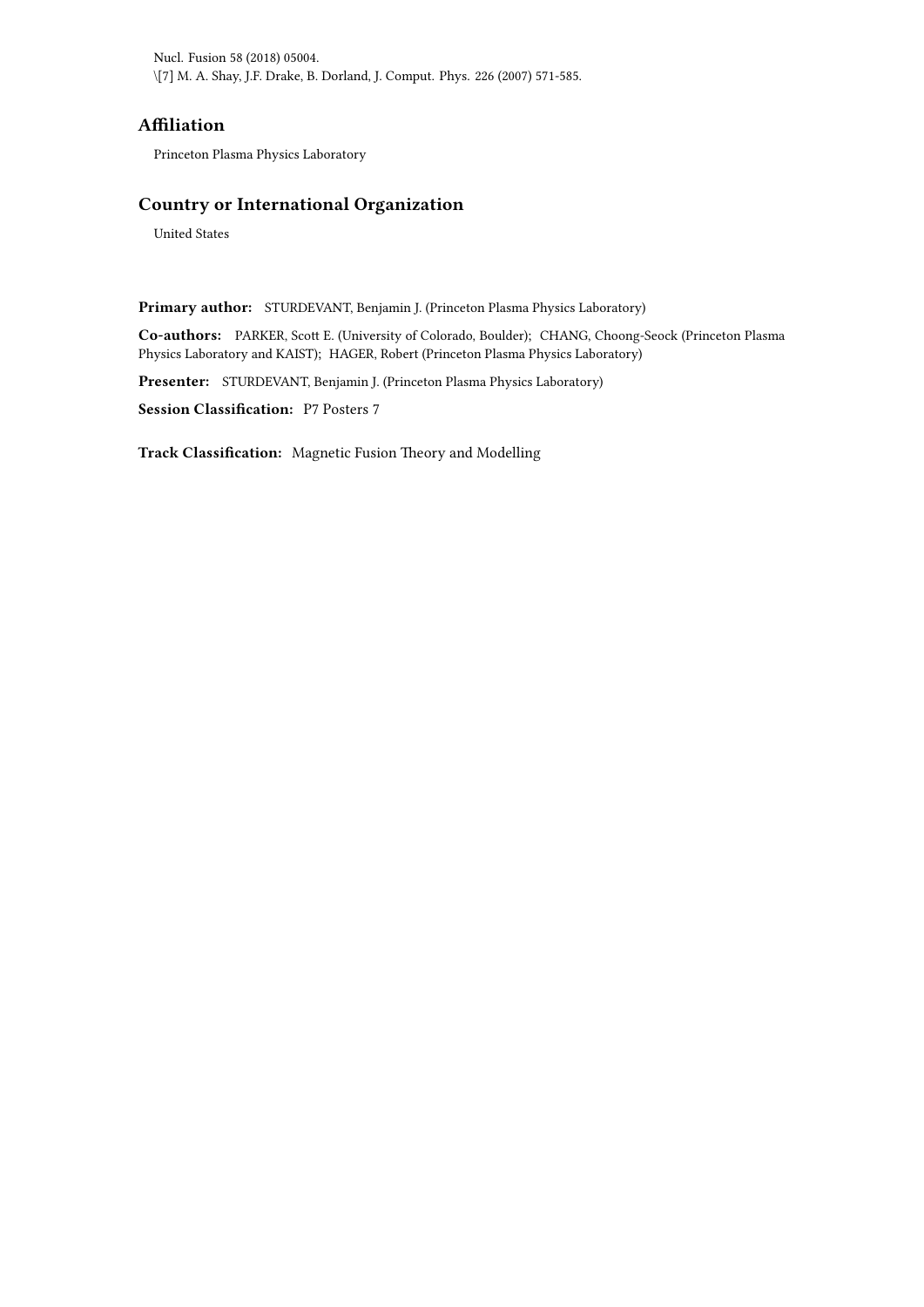Nucl. Fusion 58 (2018) 05004.
[7] M. A. Shay, J.F. Drake, B. Dorland, J. Comput. Phys. 226 (2007) 571-585.

## Affiliation

Princeton Plasma Physics Laboratory

## Country or International Organization

United States

**Primary author:** STURDEVANT, Benjamin J. (Princeton Plasma Physics Laboratory)

**Co-authors:** PARKER, Scott E. (University of Colorado, Boulder); CHANG, Choong-Seock (Princeton Plasma Physics Laboratory and KAIST); HAGER, Robert (Princeton Plasma Physics Laboratory)

**Presenter:** STURDEVANT, Benjamin J. (Princeton Plasma Physics Laboratory)

**Session Classification:** P7 Posters 7

**Track Classification:** Magnetic Fusion Theory and Modelling